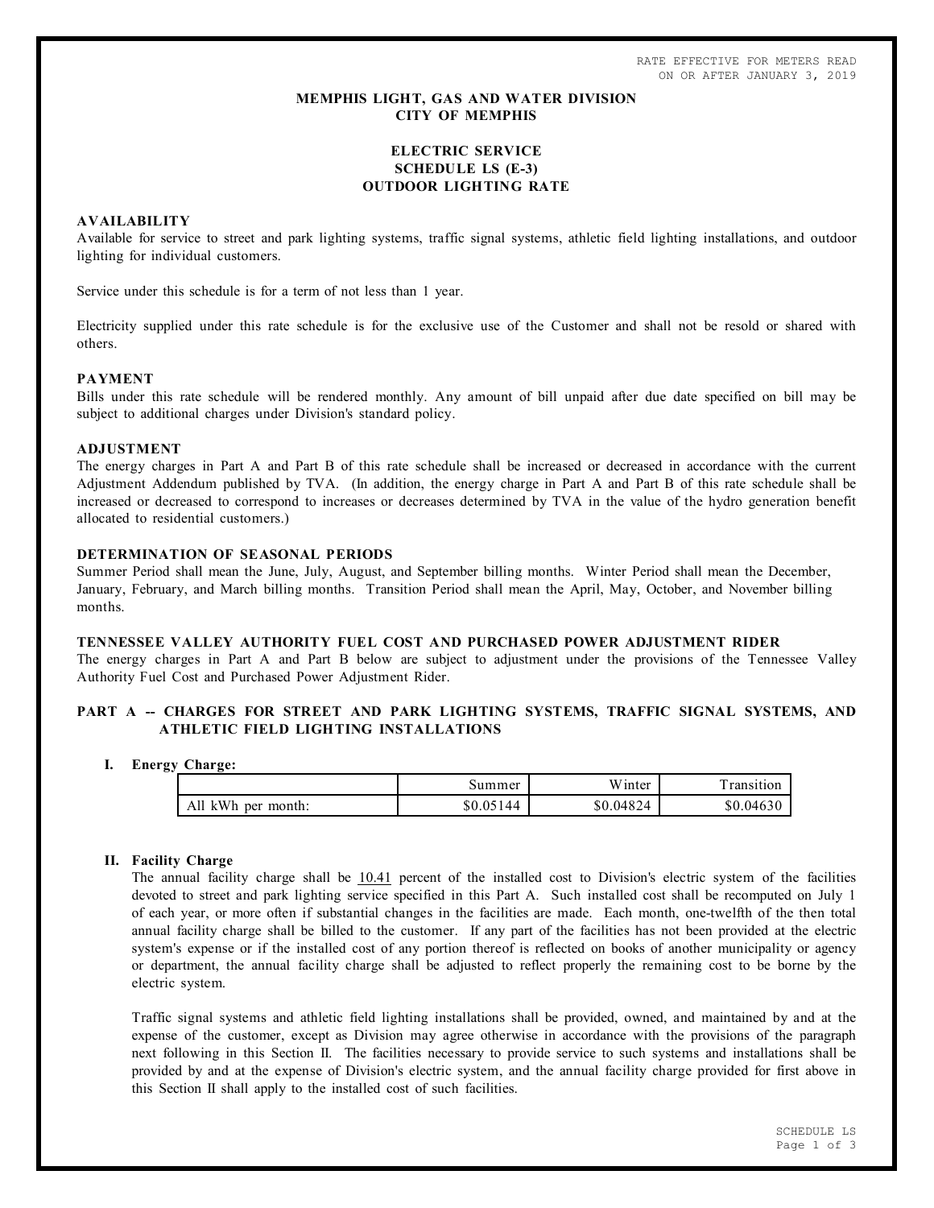RATE EFFECTIVE FOR METERS READ
ON OR AFTER JANUARY 3, 2019

# MEMPHIS LIGHT, GAS AND WATER DIVISION
# CITY OF MEMPHIS

## ELECTRIC SERVICE
## SCHEDULE LS (E-3)
## OUTDOOR LIGHTING RATE

### AVAILABILITY

Available for service to street and park lighting systems, traffic signal systems, athletic field lighting installations, and outdoor lighting for individual customers.

Service under this schedule is for a term of not less than 1 year.

Electricity supplied under this rate schedule is for the exclusive use of the Customer and shall not be resold or shared with others.

### PAYMENT

Bills under this rate schedule will be rendered monthly. Any amount of bill unpaid after due date specified on bill may be subject to additional charges under Division's standard policy.

### ADJUSTMENT

The energy charges in Part A and Part B of this rate schedule shall be increased or decreased in accordance with the current Adjustment Addendum published by TVA. (In addition, the energy charge in Part A and Part B of this rate schedule shall be increased or decreased to correspond to increases or decreases determined by TVA in the value of the hydro generation benefit allocated to residential customers.)

### DETERMINATION OF SEASONAL PERIODS

Summer Period shall mean the June, July, August, and September billing months. Winter Period shall mean the December, January, February, and March billing months. Transition Period shall mean the April, May, October, and November billing months.

### TENNESSEE VALLEY AUTHORITY FUEL COST AND PURCHASED POWER ADJUSTMENT RIDER

The energy charges in Part A and Part B below are subject to adjustment under the provisions of the Tennessee Valley Authority Fuel Cost and Purchased Power Adjustment Rider.

### PART A -- CHARGES FOR STREET AND PARK LIGHTING SYSTEMS, TRAFFIC SIGNAL SYSTEMS, AND ATHLETIC FIELD LIGHTING INSTALLATIONS

**I. Energy Charge:**

| | Summer | Winter | Transition |
|---|---|---|---|
| All kWh per month: | $0.05144 | $0.04824 | $0.04630 |

**II. Facility Charge**

The annual facility charge shall be 10.41 percent of the installed cost to Division's electric system of the facilities devoted to street and park lighting service specified in this Part A. Such installed cost shall be recomputed on July 1 of each year, or more often if substantial changes in the facilities are made. Each month, one-twelfth of the then total annual facility charge shall be billed to the customer. If any part of the facilities has not been provided at the electric system's expense or if the installed cost of any portion thereof is reflected on books of another municipality or agency or department, the annual facility charge shall be adjusted to reflect properly the remaining cost to be borne by the electric system.

Traffic signal systems and athletic field lighting installations shall be provided, owned, and maintained by and at the expense of the customer, except as Division may agree otherwise in accordance with the provisions of the paragraph next following in this Section II. The facilities necessary to provide service to such systems and installations shall be provided by and at the expense of Division's electric system, and the annual facility charge provided for first above in this Section II shall apply to the installed cost of such facilities.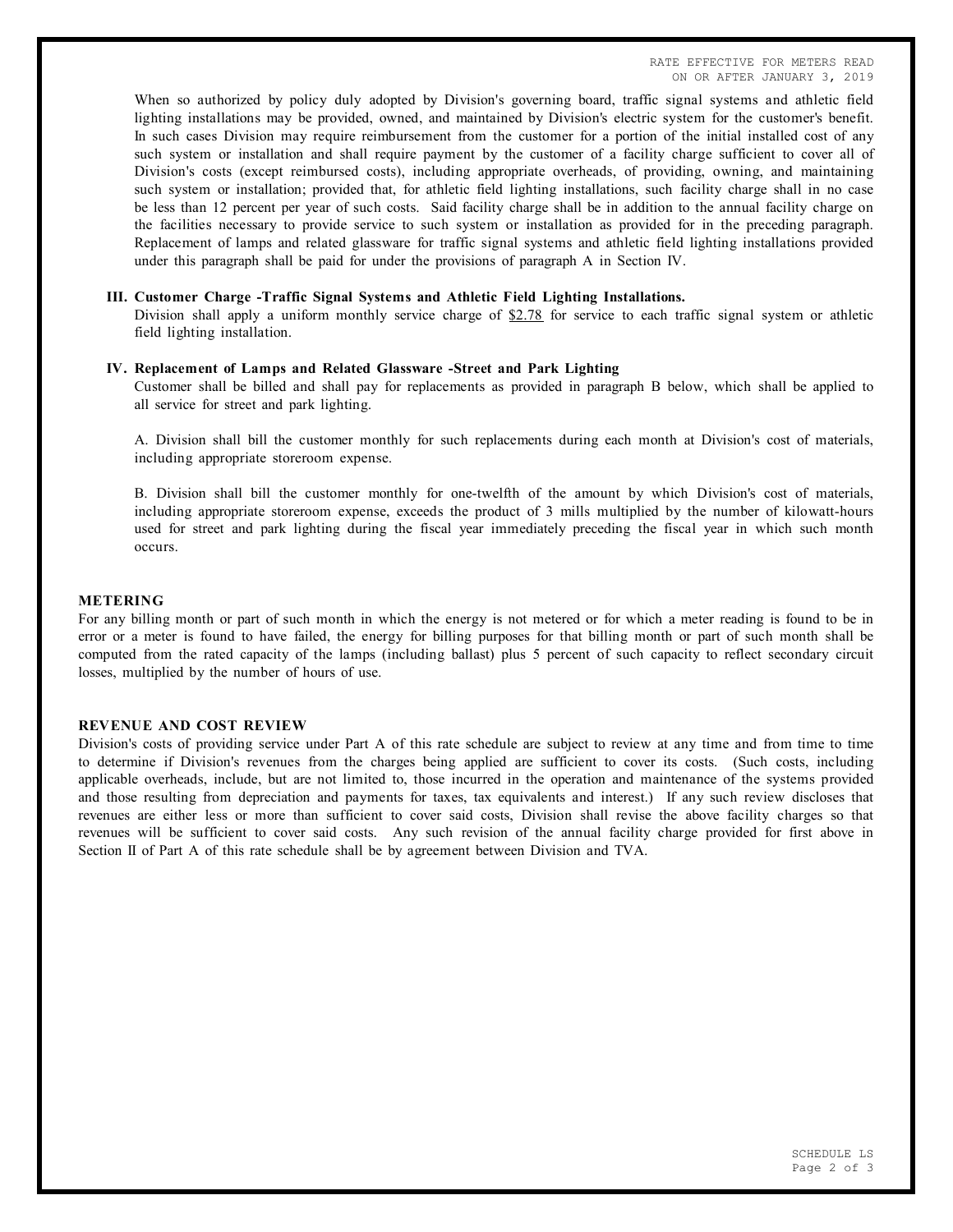When so authorized by policy duly adopted by Division's governing board, traffic signal systems and athletic field lighting installations may be provided, owned, and maintained by Division's electric system for the customer's benefit. In such cases Division may require reimbursement from the customer for a portion of the initial installed cost of any such system or installation and shall require payment by the customer of a facility charge sufficient to cover all of Division's costs (except reimbursed costs), including appropriate overheads, of providing, owning, and maintaining such system or installation; provided that, for athletic field lighting installations, such facility charge shall in no case be less than 12 percent per year of such costs. Said facility charge shall be in addition to the annual facility charge on the facilities necessary to provide service to such system or installation as provided for in the preceding paragraph. Replacement of lamps and related glassware for traffic signal systems and athletic field lighting installations provided under this paragraph shall be paid for under the provisions of paragraph A in Section IV.

**III. Customer Charge -Traffic Signal Systems and Athletic Field Lighting Installations.**

Division shall apply a uniform monthly service charge of $2.78 for service to each traffic signal system or athletic field lighting installation.

**IV. Replacement of Lamps and Related Glassware -Street and Park Lighting**

Customer shall be billed and shall pay for replacements as provided in paragraph B below, which shall be applied to all service for street and park lighting.

A. Division shall bill the customer monthly for such replacements during each month at Division's cost of materials, including appropriate storeroom expense.

B. Division shall bill the customer monthly for one-twelfth of the amount by which Division's cost of materials, including appropriate storeroom expense, exceeds the product of 3 mills multiplied by the number of kilowatt-hours used for street and park lighting during the fiscal year immediately preceding the fiscal year in which such month occurs.

## METERING

For any billing month or part of such month in which the energy is not metered or for which a meter reading is found to be in error or a meter is found to have failed, the energy for billing purposes for that billing month or part of such month shall be computed from the rated capacity of the lamps (including ballast) plus 5 percent of such capacity to reflect secondary circuit losses, multiplied by the number of hours of use.

## REVENUE AND COST REVIEW

Division's costs of providing service under Part A of this rate schedule are subject to review at any time and from time to time to determine if Division's revenues from the charges being applied are sufficient to cover its costs. (Such costs, including applicable overheads, include, but are not limited to, those incurred in the operation and maintenance of the systems provided and those resulting from depreciation and payments for taxes, tax equivalents and interest.) If any such review discloses that revenues are either less or more than sufficient to cover said costs, Division shall revise the above facility charges so that revenues will be sufficient to cover said costs. Any such revision of the annual facility charge provided for first above in Section II of Part A of this rate schedule shall be by agreement between Division and TVA.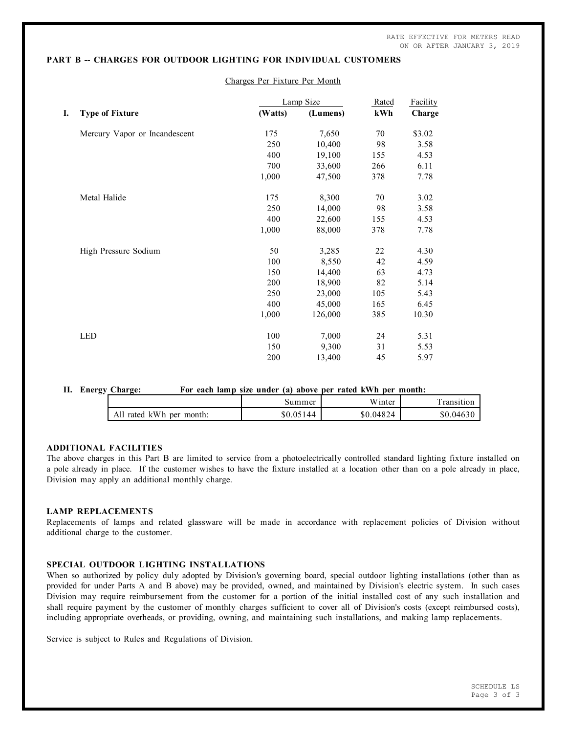RATE EFFECTIVE FOR METERS READ ON OR AFTER JANUARY 3, 2019

## PART B -- CHARGES FOR OUTDOOR LIGHTING FOR INDIVIDUAL CUSTOMERS

Charges Per Fixture Per Month

| I. Type of Fixture | Lamp Size (Watts) | Lamp Size (Lumens) | Rated kWh | Facility Charge |
|---|---|---|---|---|
| Mercury Vapor or Incandescent | 175 | 7,650 | 70 | $3.02 |
| | 250 | 10,400 | 98 | 3.58 |
| | 400 | 19,100 | 155 | 4.53 |
| | 700 | 33,600 | 266 | 6.11 |
| | 1,000 | 47,500 | 378 | 7.78 |
| Metal Halide | 175 | 8,300 | 70 | 3.02 |
| | 250 | 14,000 | 98 | 3.58 |
| | 400 | 22,600 | 155 | 4.53 |
| | 1,000 | 88,000 | 378 | 7.78 |
| High Pressure Sodium | 50 | 3,285 | 22 | 4.30 |
| | 100 | 8,550 | 42 | 4.59 |
| | 150 | 14,400 | 63 | 4.73 |
| | 200 | 18,900 | 82 | 5.14 |
| | 250 | 23,000 | 105 | 5.43 |
| | 400 | 45,000 | 165 | 6.45 |
| | 1,000 | 126,000 | 385 | 10.30 |
| LED | 100 | 7,000 | 24 | 5.31 |
| | 150 | 9,300 | 31 | 5.53 |
| | 200 | 13,400 | 45 | 5.97 |

**II. Energy Charge:** **For each lamp size under (a) above per rated kWh per month:**

| | Summer | Winter | Transition |
|---|---|---|---|
| All rated kWh per month: | $0.05144 | $0.04824 | $0.04630 |

### ADDITIONAL FACILITIES

The above charges in this Part B are limited to service from a photoelectrically controlled standard lighting fixture installed on a pole already in place. If the customer wishes to have the fixture installed at a location other than on a pole already in place, Division may apply an additional monthly charge.

### LAMP REPLACEMENTS

Replacements of lamps and related glassware will be made in accordance with replacement policies of Division without additional charge to the customer.

### SPECIAL OUTDOOR LIGHTING INSTALLATIONS

When so authorized by policy duly adopted by Division's governing board, special outdoor lighting installations (other than as provided for under Parts A and B above) may be provided, owned, and maintained by Division's electric system. In such cases Division may require reimbursement from the customer for a portion of the initial installed cost of any such installation and shall require payment by the customer of monthly charges sufficient to cover all of Division's costs (except reimbursed costs), including appropriate overheads, or providing, owning, and maintaining such installations, and making lamp replacements.

Service is subject to Rules and Regulations of Division.

SCHEDULE LS